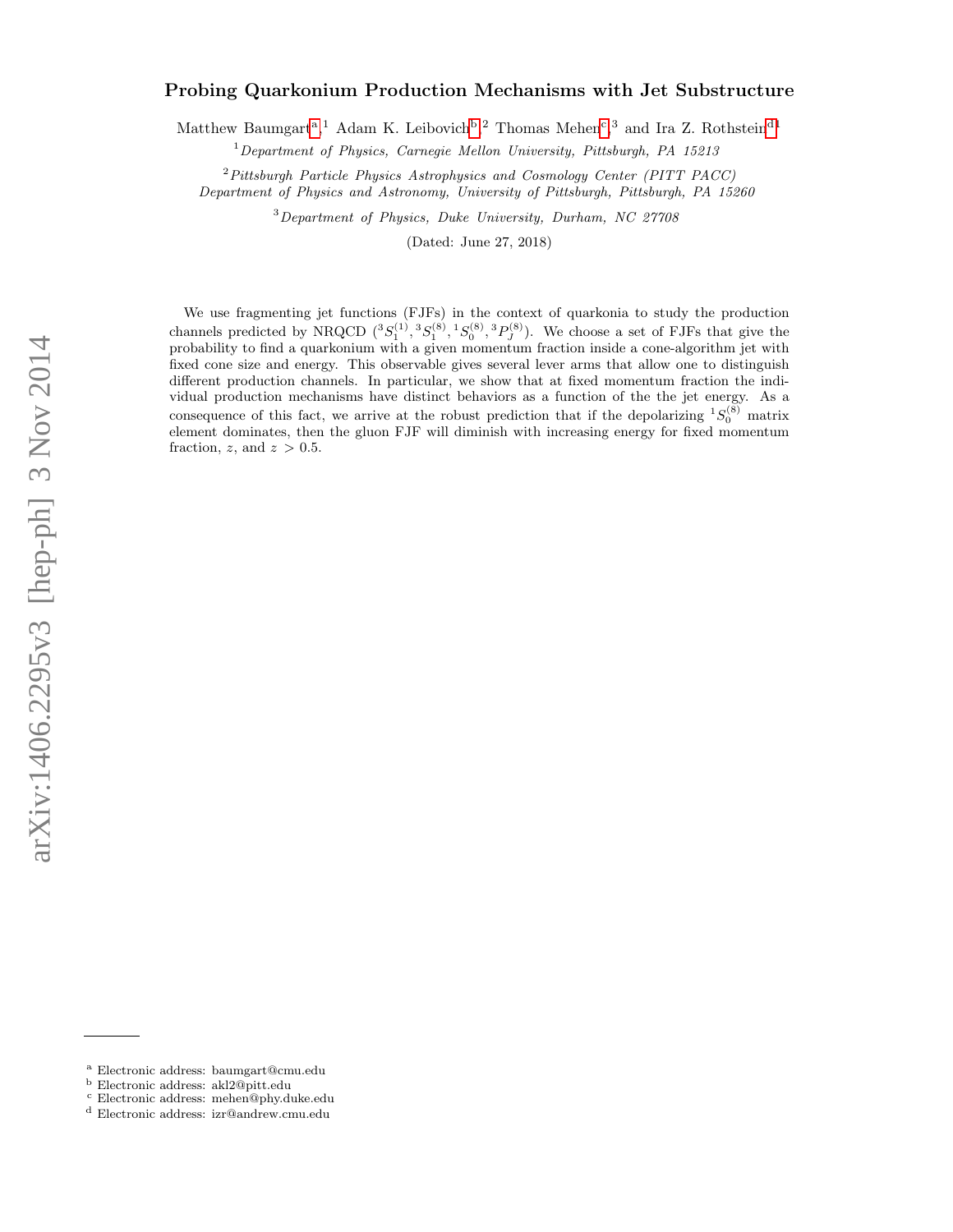# Probing Quarkonium Production Mechanisms with Jet Substructure

Matthew Baumgart[a],[1] Adam K. Leibovich[b],[2] Thomas Mehen[c],[3] and Ira Z. Rothstein[d1]

[1]*Department of Physics, Carnegie Mellon University, Pittsburgh, PA 15213*

[2]*Pittsburgh Particle Physics Astrophysics and Cosmology Center (PITT PACC)*
*Department of Physics and Astronomy, University of Pittsburgh, Pittsburgh, PA 15260*

[3]*Department of Physics, Duke University, Durham, NC 27708*

(Dated: June 27, 2018)

We use fragmenting jet functions (FJFs) in the context of quarkonia to study the production channels predicted by NRQCD (${}^3S_1^{(1)}, {}^3S_1^{(8)}, {}^1S_0^{(8)}, {}^3P_J^{(8)}$). We choose a set of FJFs that give the probability to find a quarkonium with a given momentum fraction inside a cone-algorithm jet with fixed cone size and energy. This observable gives several lever arms that allow one to distinguish different production channels. In particular, we show that at fixed momentum fraction the individual production mechanisms have distinct behaviors as a function of the the jet energy. As a consequence of this fact, we arrive at the robust prediction that if the depolarizing ${}^1S_0^{(8)}$ matrix element dominates, then the gluon FJF will diminish with increasing energy for fixed momentum fraction, $z$, and $z > 0.5$.

---

[a] Electronic address: baumgart@cmu.edu
[b] Electronic address: akl2@pitt.edu
[c] Electronic address: mehen@phy.duke.edu
[d] Electronic address: izr@andrew.cmu.edu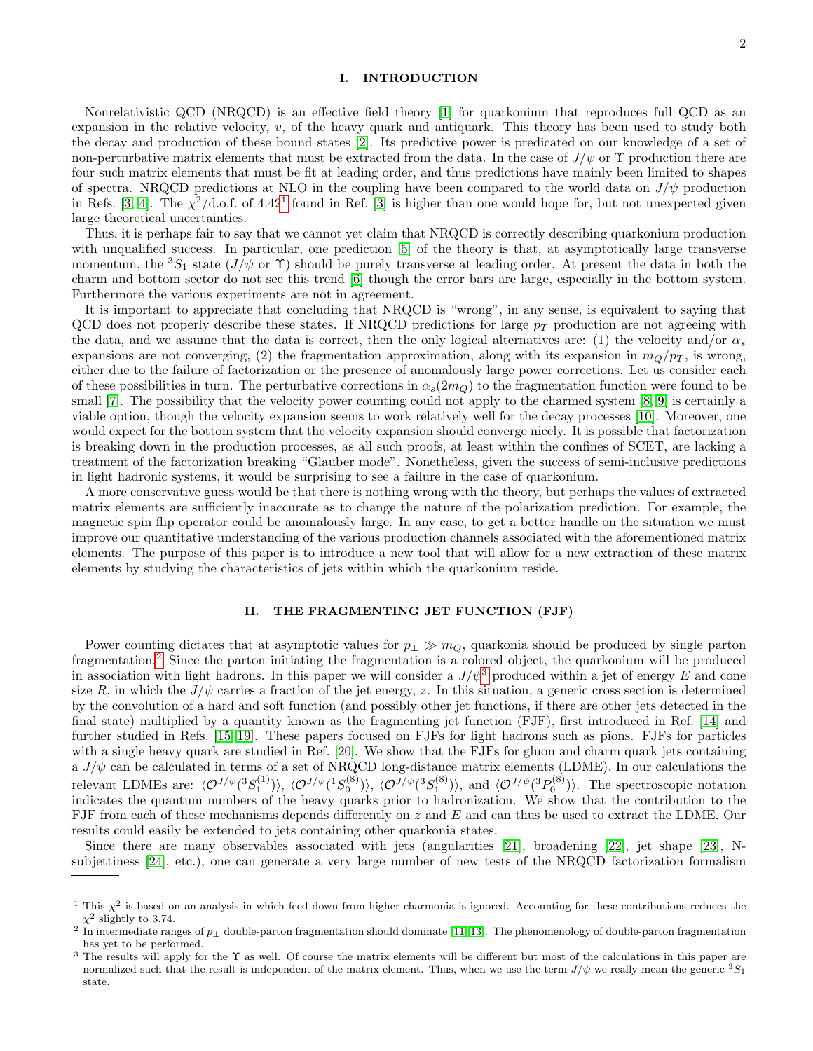## I. INTRODUCTION

Nonrelativistic QCD (NRQCD) is an effective field theory [1] for quarkonium that reproduces full QCD as an expansion in the relative velocity, $v$, of the heavy quark and antiquark. This theory has been used to study both the decay and production of these bound states [2]. Its predictive power is predicated on our knowledge of a set of non-perturbative matrix elements that must be extracted from the data. In the case of $J/\psi$ or $\Upsilon$ production there are four such matrix elements that must be fit at leading order, and thus predictions have mainly been limited to shapes of spectra. NRQCD predictions at NLO in the coupling have been compared to the world data on $J/\psi$ production in Refs. [3, 4]. The $\chi^2$/d.o.f. of 4.42[1] found in Ref. [3] is higher than one would hope for, but not unexpected given large theoretical uncertainties.

Thus, it is perhaps fair to say that we cannot yet claim that NRQCD is correctly describing quarkonium production with unqualified success. In particular, one prediction [5] of the theory is that, at asymptotically large transverse momentum, the ${}^3S_1$ state ($J/\psi$ or $\Upsilon$) should be purely transverse at leading order. At present the data in both the charm and bottom sector do not see this trend [6] though the error bars are large, especially in the bottom system. Furthermore the various experiments are not in agreement.

It is important to appreciate that concluding that NRQCD is "wrong", in any sense, is equivalent to saying that QCD does not properly describe these states. If NRQCD predictions for large $p_T$ production are not agreeing with the data, and we assume that the data is correct, then the only logical alternatives are: (1) the velocity and/or $\alpha_s$ expansions are not converging, (2) the fragmentation approximation, along with its expansion in $m_Q/p_T$, is wrong, either due to the failure of factorization or the presence of anomalously large power corrections. Let us consider each of these possibilities in turn. The perturbative corrections in $\alpha_s(2m_Q)$ to the fragmentation function were found to be small [7]. The possibility that the velocity power counting could not apply to the charmed system [8, 9] is certainly a viable option, though the velocity expansion seems to work relatively well for the decay processes [10]. Moreover, one would expect for the bottom system that the velocity expansion should converge nicely. It is possible that factorization is breaking down in the production processes, as all such proofs, at least within the confines of SCET, are lacking a treatment of the factorization breaking "Glauber mode". Nonetheless, given the success of semi-inclusive predictions in light hadronic systems, it would be surprising to see a failure in the case of quarkonium.

A more conservative guess would be that there is nothing wrong with the theory, but perhaps the values of extracted matrix elements are sufficiently inaccurate as to change the nature of the polarization prediction. For example, the magnetic spin flip operator could be anomalously large. In any case, to get a better handle on the situation we must improve our quantitative understanding of the various production channels associated with the aforementioned matrix elements. The purpose of this paper is to introduce a new tool that will allow for a new extraction of these matrix elements by studying the characteristics of jets within which the quarkonium reside.

## II. THE FRAGMENTING JET FUNCTION (FJF)

Power counting dictates that at asymptotic values for $p_\perp \gg m_Q$, quarkonia should be produced by single parton fragmentation.[2] Since the parton initiating the fragmentation is a colored object, the quarkonium will be produced in association with light hadrons. In this paper we will consider a $J/\psi$[3] produced within a jet of energy $E$ and cone size $R$, in which the $J/\psi$ carries a fraction of the jet energy, $z$. In this situation, a generic cross section is determined by the convolution of a hard and soft function (and possibly other jet functions, if there are other jets detected in the final state) multiplied by a quantity known as the fragmenting jet function (FJF), first introduced in Ref. [14] and further studied in Refs. [15–19]. These papers focused on FJFs for light hadrons such as pions. FJFs for particles with a single heavy quark are studied in Ref. [20]. We show that the FJFs for gluon and charm quark jets containing a $J/\psi$ can be calculated in terms of a set of NRQCD long-distance matrix elements (LDME). In our calculations the relevant LDMEs are: $\langle \mathcal{O}^{J/\psi}({}^3S_1^{(1)})\rangle$, $\langle \mathcal{O}^{J/\psi}({}^1S_0^{(8)})\rangle$, $\langle \mathcal{O}^{J/\psi}({}^3S_1^{(8)})\rangle$, and $\langle \mathcal{O}^{J/\psi}({}^3P_0^{(8)})\rangle$. The spectroscopic notation indicates the quantum numbers of the heavy quarks prior to hadronization. We show that the contribution to the FJF from each of these mechanisms depends differently on $z$ and $E$ and can thus be used to extract the LDME. Our results could easily be extended to jets containing other quarkonia states.

Since there are many observables associated with jets (angularities [21], broadening [22], jet shape [23], N-subjettiness [24], etc.), one can generate a very large number of new tests of the NRQCD factorization formalism

---

[1] This $\chi^2$ is based on an analysis in which feed down from higher charmonia is ignored. Accounting for these contributions reduces the $\chi^2$ slightly to 3.74.

[2] In intermediate ranges of $p_\perp$ double-parton fragmentation should dominate [11–13]. The phenomenology of double-parton fragmentation has yet to be performed.

[3] The results will apply for the $\Upsilon$ as well. Of course the matrix elements will be different but most of the calculations in this paper are normalized such that the result is independent of the matrix element. Thus, when we use the term $J/\psi$ we really mean the generic ${}^3S_1$ state.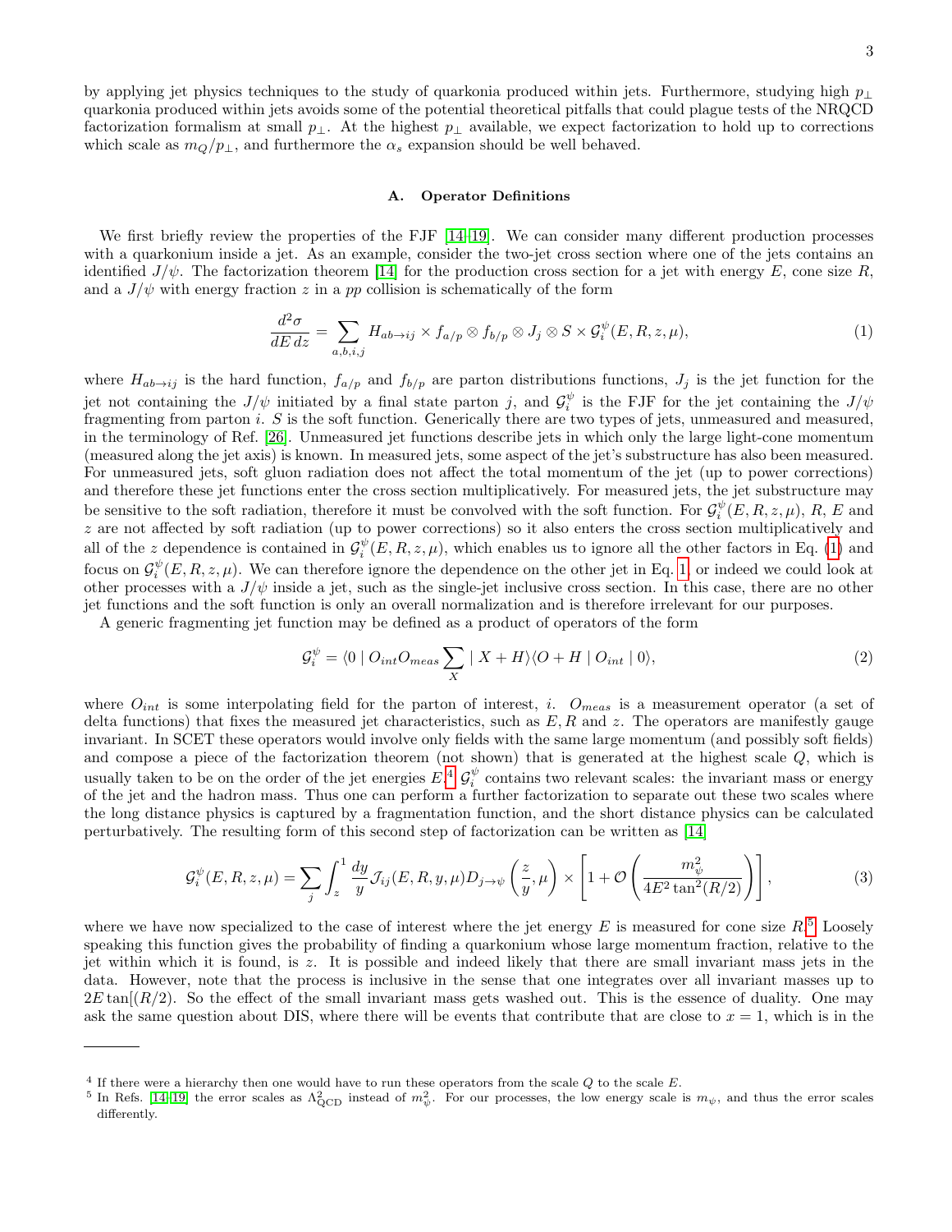by applying jet physics techniques to the study of quarkonia produced within jets. Furthermore, studying high $p_\perp$ quarkonia produced within jets avoids some of the potential theoretical pitfalls that could plague tests of the NRQCD factorization formalism at small $p_\perp$. At the highest $p_\perp$ available, we expect factorization to hold up to corrections which scale as $m_Q/p_\perp$, and furthermore the $\alpha_s$ expansion should be well behaved.

### A. Operator Definitions

We first briefly review the properties of the FJF [14–19]. We can consider many different production processes with a quarkonium inside a jet. As an example, consider the two-jet cross section where one of the jets contains an identified $J/\psi$. The factorization theorem [14] for the production cross section for a jet with energy $E$, cone size $R$, and a $J/\psi$ with energy fraction $z$ in a $pp$ collision is schematically of the form

$$\frac{d^2\sigma}{dE\,dz} = \sum_{a,b,i,j} H_{ab\to ij} \times f_{a/p} \otimes f_{b/p} \otimes J_j \otimes S \times \mathcal{G}_i^{\psi}(E, R, z, \mu), \tag{1}$$

where $H_{ab\to ij}$ is the hard function, $f_{a/p}$ and $f_{b/p}$ are parton distributions functions, $J_j$ is the jet function for the jet not containing the $J/\psi$ initiated by a final state parton $j$, and $\mathcal{G}_i^{\psi}$ is the FJF for the jet containing the $J/\psi$ fragmenting from parton $i$. $S$ is the soft function. Generically there are two types of jets, unmeasured and measured, in the terminology of Ref. [26]. Unmeasured jet functions describe jets in which only the large light-cone momentum (measured along the jet axis) is known. In measured jets, some aspect of the jet's substructure has also been measured. For unmeasured jets, soft gluon radiation does not affect the total momentum of the jet (up to power corrections) and therefore these jet functions enter the cross section multiplicatively. For measured jets, the jet substructure may be sensitive to the soft radiation, therefore it must be convolved with the soft function. For $\mathcal{G}_i^{\psi}(E, R, z, \mu)$, $R$, $E$ and $z$ are not affected by soft radiation (up to power corrections) so it also enters the cross section multiplicatively and all of the $z$ dependence is contained in $\mathcal{G}_i^{\psi}(E, R, z, \mu)$, which enables us to ignore all the other factors in Eq. (1) and focus on $\mathcal{G}_i^{\psi}(E, R, z, \mu)$. We can therefore ignore the dependence on the other jet in Eq. 1, or indeed we could look at other processes with a $J/\psi$ inside a jet, such as the single-jet inclusive cross section. In this case, there are no other jet functions and the soft function is only an overall normalization and is therefore irrelevant for our purposes.

A generic fragmenting jet function may be defined as a product of operators of the form

$$\mathcal{G}_i^{\psi} = \langle 0 \mid O_{int} O_{meas} \sum_X \mid X + H\rangle\langle O + H \mid O_{int} \mid 0\rangle, \tag{2}$$

where $O_{int}$ is some interpolating field for the parton of interest, $i$. $O_{meas}$ is a measurement operator (a set of delta functions) that fixes the measured jet characteristics, such as $E, R$ and $z$. The operators are manifestly gauge invariant. In SCET these operators would involve only fields with the same large momentum (and possibly soft fields) and compose a piece of the factorization theorem (not shown) that is generated at the highest scale $Q$, which is usually taken to be on the order of the jet energies $E$.[4] $\mathcal{G}_i^{\psi}$ contains two relevant scales: the invariant mass or energy of the jet and the hadron mass. Thus one can perform a further factorization to separate out these two scales where the long distance physics is captured by a fragmentation function, and the short distance physics can be calculated perturbatively. The resulting form of this second step of factorization can be written as [14]

$$\mathcal{G}_i^{\psi}(E, R, z, \mu) = \sum_j \int_z^1 \frac{dy}{y} \mathcal{J}_{ij}(E, R, y, \mu) D_{j\to\psi}\left(\frac{z}{y}, \mu\right) \times \left[1 + \mathcal{O}\left(\frac{m_\psi^2}{4E^2 \tan^2(R/2)}\right)\right], \tag{3}$$

where we have now specialized to the case of interest where the jet energy $E$ is measured for cone size $R$.[5] Loosely speaking this function gives the probability of finding a quarkonium whose large momentum fraction, relative to the jet within which it is found, is $z$. It is possible and indeed likely that there are small invariant mass jets in the data. However, note that the process is inclusive in the sense that one integrates over all invariant masses up to $2E\tan[(R/2)$. So the effect of the small invariant mass gets washed out. This is the essence of duality. One may ask the same question about DIS, where there will be events that contribute that are close to $x = 1$, which is in the

---

[4] If there were a hierarchy then one would have to run these operators from the scale $Q$ to the scale $E$.

[5] In Refs. [14–19] the error scales as $\Lambda_{\rm QCD}^2$ instead of $m_\psi^2$. For our processes, the low energy scale is $m_\psi$, and thus the error scales differently.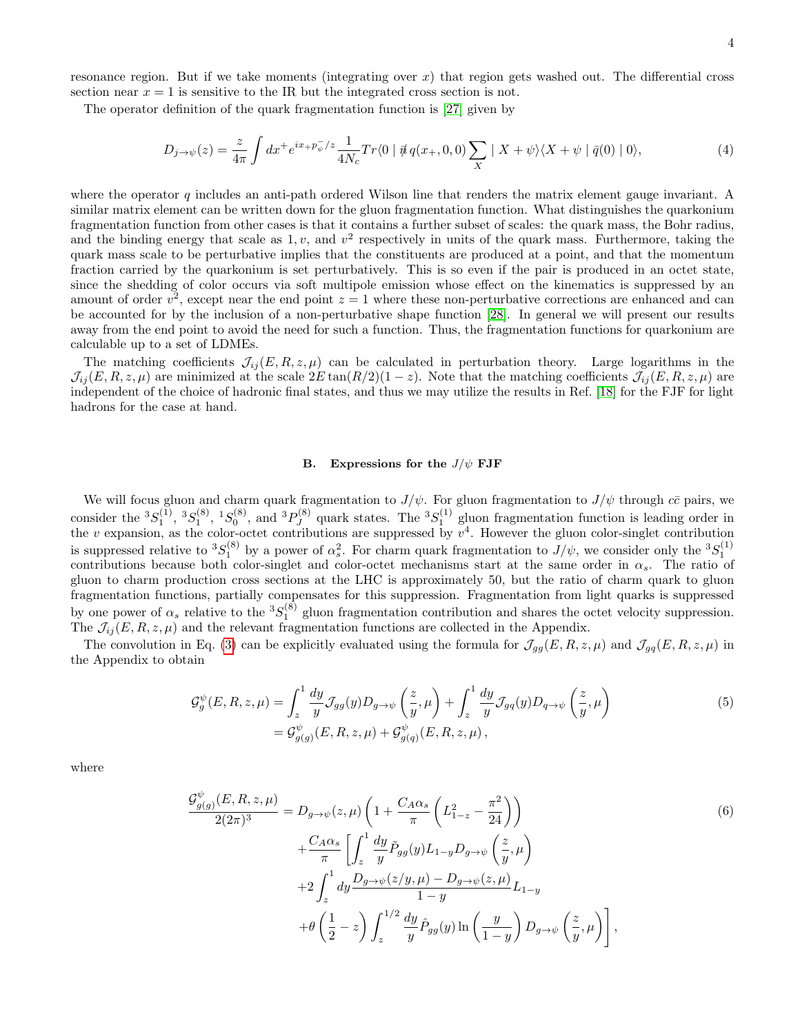resonance region. But if we take moments (integrating over $x$) that region gets washed out. The differential cross section near $x = 1$ is sensitive to the IR but the integrated cross section is not.

The operator definition of the quark fragmentation function is [27] given by

$$D_{j\to\psi}(z) = \frac{z}{4\pi}\int dx^{+} e^{ix_{+}p_{\psi}^{-}/z}\frac{1}{4N_c}Tr\langle 0 \mid \bar{\not{n}}\, q(x_{+},0,0)\sum_{X}\mid X+\psi\rangle\langle X+\psi \mid \bar{q}(0)\mid 0\rangle, \tag{4}$$

where the operator $q$ includes an anti-path ordered Wilson line that renders the matrix element gauge invariant. A similar matrix element can be written down for the gluon fragmentation function. What distinguishes the quarkonium fragmentation function from other cases is that it contains a further subset of scales: the quark mass, the Bohr radius, and the binding energy that scale as $1, v$, and $v^2$ respectively in units of the quark mass. Furthermore, taking the quark mass scale to be perturbative implies that the constituents are produced at a point, and that the momentum fraction carried by the quarkonium is set perturbatively. This is so even if the pair is produced in an octet state, since the shedding of color occurs via soft multipole emission whose effect on the kinematics is suppressed by an amount of order $v^2$, except near the end point $z = 1$ where these non-perturbative corrections are enhanced and can be accounted for by the inclusion of a non-perturbative shape function [28]. In general we will present our results away from the end point to avoid the need for such a function. Thus, the fragmentation functions for quarkonium are calculable up to a set of LDMEs.

The matching coefficients $\mathcal{J}_{ij}(E,R,z,\mu)$ can be calculated in perturbation theory. Large logarithms in the $\mathcal{J}_{ij}(E,R,z,\mu)$ are minimized at the scale $2E\tan(R/2)(1-z)$. Note that the matching coefficients $\mathcal{J}_{ij}(E,R,z,\mu)$ are independent of the choice of hadronic final states, and thus we may utilize the results in Ref. [18] for the FJF for light hadrons for the case at hand.

### B. Expressions for the $J/\psi$ FJF

We will focus gluon and charm quark fragmentation to $J/\psi$. For gluon fragmentation to $J/\psi$ through $c\bar{c}$ pairs, we consider the ${}^3S_1^{(1)}$, ${}^3S_1^{(8)}$, ${}^1S_0^{(8)}$, and ${}^3P_J^{(8)}$ quark states. The ${}^3S_1^{(1)}$ gluon fragmentation function is leading order in the $v$ expansion, as the color-octet contributions are suppressed by $v^4$. However the gluon color-singlet contribution is suppressed relative to ${}^3S_1^{(8)}$ by a power of $\alpha_s^2$. For charm quark fragmentation to $J/\psi$, we consider only the ${}^3S_1^{(1)}$ contributions because both color-singlet and color-octet mechanisms start at the same order in $\alpha_s$. The ratio of gluon to charm production cross sections at the LHC is approximately 50, but the ratio of charm quark to gluon fragmentation functions, partially compensates for this suppression. Fragmentation from light quarks is suppressed by one power of $\alpha_s$ relative to the ${}^3S_1^{(8)}$ gluon fragmentation contribution and shares the octet velocity suppression. The $\mathcal{J}_{ij}(E,R,z,\mu)$ and the relevant fragmentation functions are collected in the Appendix.

The convolution in Eq. (3) can be explicitly evaluated using the formula for $\mathcal{J}_{gg}(E,R,z,\mu)$ and $\mathcal{J}_{gq}(E,R,z,\mu)$ in the Appendix to obtain

$$\begin{aligned}\mathcal{G}_g^{\psi}(E,R,z,\mu) &= \int_z^1 \frac{dy}{y}\mathcal{J}_{gg}(y)D_{g\to\psi}\left(\frac{z}{y},\mu\right) + \int_z^1 \frac{dy}{y}\mathcal{J}_{gq}(y)D_{q\to\psi}\left(\frac{z}{y},\mu\right) \\ &= \mathcal{G}_{g(g)}^{\psi}(E,R,z,\mu) + \mathcal{G}_{g(q)}^{\psi}(E,R,z,\mu)\,,\end{aligned} \tag{5}$$

where

$$\begin{aligned}\frac{\mathcal{G}_{g(g)}^{\psi}(E,R,z,\mu)}{2(2\pi)^3} &= D_{g\to\psi}(z,\mu)\left(1+\frac{C_A\alpha_s}{\pi}\left(L_{1-z}^2-\frac{\pi^2}{24}\right)\right) \\ &+\frac{C_A\alpha_s}{\pi}\left[\int_z^1\frac{dy}{y}\tilde{P}_{gg}(y)L_{1-y}D_{g\to\psi}\left(\frac{z}{y},\mu\right)\right. \\ &+2\int_z^1 dy\frac{D_{g\to\psi}(z/y,\mu)-D_{g\to\psi}(z,\mu)}{1-y}L_{1-y} \\ &\left.+\theta\left(\frac{1}{2}-z\right)\int_z^{1/2}\frac{dy}{y}\hat{P}_{gg}(y)\ln\left(\frac{y}{1-y}\right)D_{g\to\psi}\left(\frac{z}{y},\mu\right)\right],\end{aligned} \tag{6}$$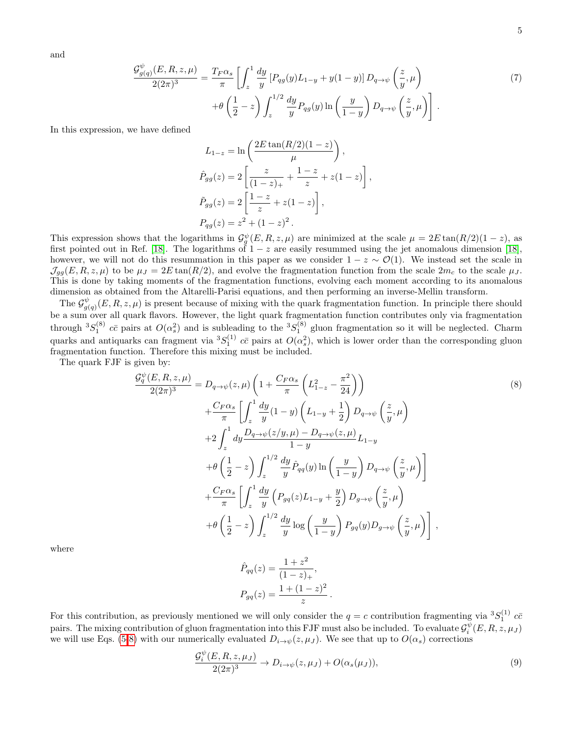and

$$
\frac{\mathcal{G}^{\psi}_{g(q)}(E,R,z,\mu)}{2(2\pi)^3} = \frac{T_F\alpha_s}{\pi}\left[\int_z^1 \frac{dy}{y}\left[P_{qg}(y)L_{1-y} + y(1-y)\right] D_{q\to\psi}\left(\frac{z}{y},\mu\right) \right.
$$

$$
\left. + \theta\left(\frac{1}{2}-z\right)\int_z^{1/2}\frac{dy}{y}P_{qg}(y)\ln\left(\frac{y}{1-y}\right)D_{q\to\psi}\left(\frac{z}{y},\mu\right)\right]. \tag{7}
$$

In this expression, we have defined

$$
L_{1-z} = \ln\left(\frac{2E\tan(R/2)(1-z)}{\mu}\right),
$$

$$
\hat{P}_{gg}(z) = 2\left[\frac{z}{(1-z)_+} + \frac{1-z}{z} + z(1-z)\right],
$$

$$
\tilde{P}_{gg}(z) = 2\left[\frac{1-z}{z} + z(1-z)\right],
$$

$$
P_{qg}(z) = z^2 + (1-z)^2\,.
$$

This expression shows that the logarithms in $\mathcal{G}^{\psi}_g(E,R,z,\mu)$ are minimized at the scale $\mu = 2E\tan(R/2)(1-z)$, as first pointed out in Ref. [18]. The logarithms of $1-z$ are easily resummed using the jet anomalous dimension [18], however, we will not do this resummation in this paper as we consider $1-z \sim \mathcal{O}(1)$. We instead set the scale in $\mathcal{J}_{gg}(E,R,z,\mu)$ to be $\mu_J = 2E\tan(R/2)$, and evolve the fragmentation function from the scale $2m_c$ to the scale $\mu_J$. This is done by taking moments of the fragmentation functions, evolving each moment according to its anomalous dimension as obtained from the Altarelli-Parisi equations, and then performing an inverse-Mellin transform.

The $\mathcal{G}^{\psi}_{g(q)}(E,R,z,\mu)$ is present because of mixing with the quark fragmentation function. In principle there should be a sum over all quark flavors. However, the light quark fragmentation function contributes only via fragmentation through ${}^3S_1^{(8)}$ $c\bar{c}$ pairs at $O(\alpha_s^2)$ and is subleading to the ${}^3S_1^{(8)}$ gluon fragmentation so it will be neglected. Charm quarks and antiquarks can fragment via ${}^3S_1^{(1)}$ $c\bar{c}$ pairs at $O(\alpha_s^2)$, which is lower order than the corresponding gluon fragmentation function. Therefore this mixing must be included.

The quark FJF is given by:

$$
\frac{\mathcal{G}^{\psi}_{q}(E,R,z,\mu)}{2(2\pi)^3} = D_{q\to\psi}(z,\mu)\left(1 + \frac{C_F\alpha_s}{\pi}\left(L_{1-z}^2 - \frac{\pi^2}{24}\right)\right)
$$

$$
+ \frac{C_F\alpha_s}{\pi}\left[\int_z^1\frac{dy}{y}(1-y)\left(L_{1-y}+\frac{1}{2}\right)D_{q\to\psi}\left(\frac{z}{y},\mu\right)\right.
$$

$$
+ 2\int_z^1 dy\frac{D_{q\to\psi}(z/y,\mu) - D_{q\to\psi}(z,\mu)}{1-y}L_{1-y}
$$

$$
\left. + \theta\left(\frac{1}{2}-z\right)\int_z^{1/2}\frac{dy}{y}\hat{P}_{qq}(y)\ln\left(\frac{y}{1-y}\right)D_{q\to\psi}\left(\frac{z}{y},\mu\right)\right]
$$

$$
+ \frac{C_F\alpha_s}{\pi}\left[\int_z^1\frac{dy}{y}\left(P_{gq}(z)L_{1-y} + \frac{y}{2}\right)D_{g\to\psi}\left(\frac{z}{y},\mu\right)\right.
$$

$$
\left. + \theta\left(\frac{1}{2}-z\right)\int_z^{1/2}\frac{dy}{y}\log\left(\frac{y}{1-y}\right)P_{gq}(y)D_{g\to\psi}\left(\frac{z}{y},\mu\right)\right], \tag{8}
$$

where

$$
\hat{P}_{qq}(z) = \frac{1+z^2}{(1-z)_+},
$$

$$
P_{gq}(z) = \frac{1+(1-z)^2}{z}\,.
$$

For this contribution, as previously mentioned we will only consider the $q=c$ contribution fragmenting via ${}^3S_1^{(1)}$ $c\bar{c}$ pairs. The mixing contribution of gluon fragmentation into this FJF must also be included. To evaluate $\mathcal{G}^{\psi}_i(E,R,z,\mu_J)$ we will use Eqs. (5-8) with our numerically evaluated $D_{i\to\psi}(z,\mu_J)$. We see that up to $O(\alpha_s)$ corrections

$$
\frac{\mathcal{G}^{\psi}_i(E,R,z,\mu_J)}{2(2\pi)^3} \to D_{i\to\psi}(z,\mu_J) + O(\alpha_s(\mu_J)), \tag{9}
$$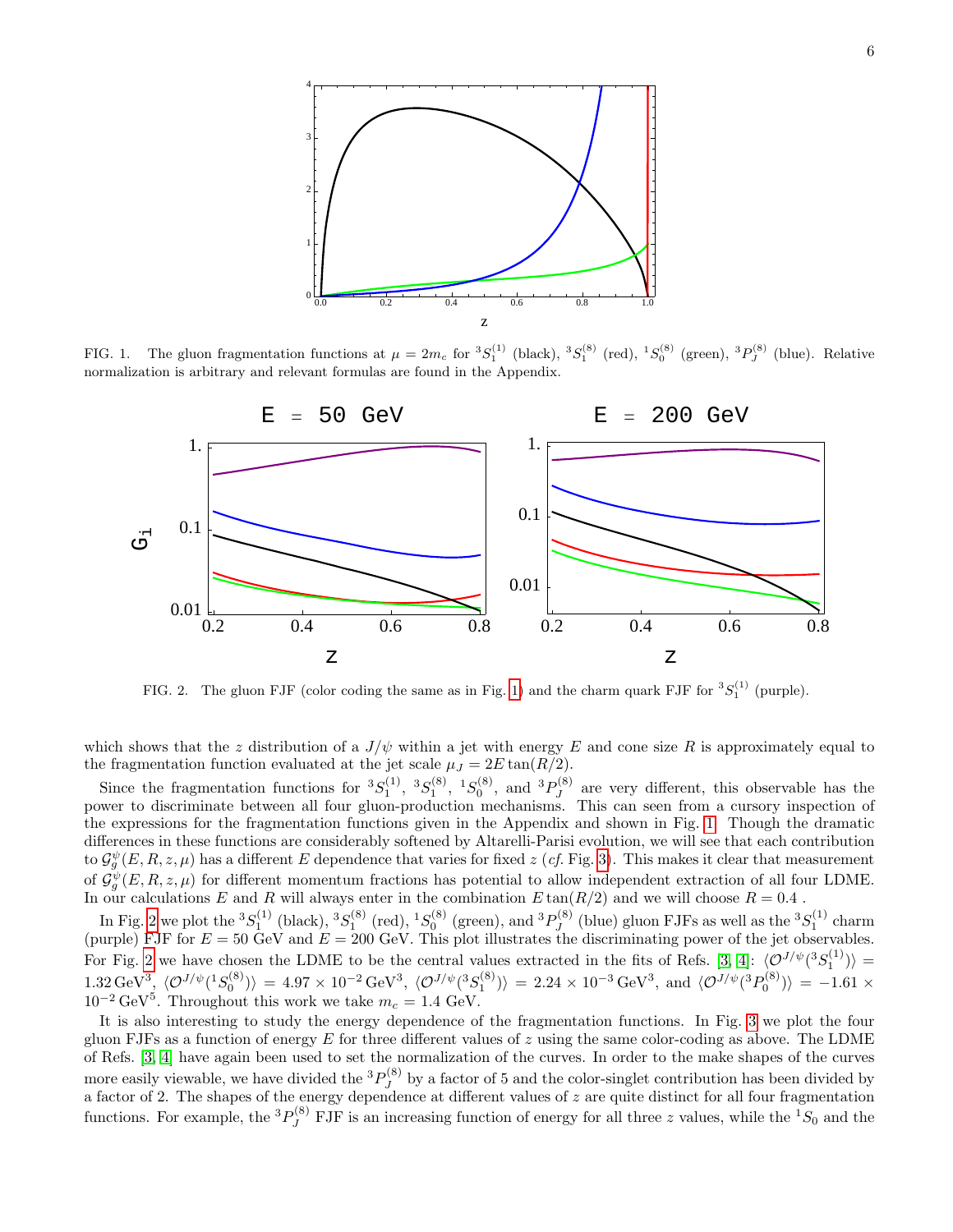FIG. 1. The gluon fragmentation functions at $\mu = 2m_c$ for ${}^3S_1^{(1)}$ (black), ${}^3S_1^{(8)}$ (red), ${}^1S_0^{(8)}$ (green), ${}^3P_J^{(8)}$ (blue). Relative normalization is arbitrary and relevant formulas are found in the Appendix.

FIG. 2. The gluon FJF (color coding the same as in Fig. 1) and the charm quark FJF for ${}^3S_1^{(1)}$ (purple).

which shows that the $z$ distribution of a $J/\psi$ within a jet with energy $E$ and cone size $R$ is approximately equal to the fragmentation function evaluated at the jet scale $\mu_J = 2E\tan(R/2)$.

Since the fragmentation functions for ${}^3S_1^{(1)}$, ${}^3S_1^{(8)}$, ${}^1S_0^{(8)}$, and ${}^3P_J^{(8)}$ are very different, this observable has the power to discriminate between all four gluon-production mechanisms. This can seen from a cursory inspection of the expressions for the fragmentation functions given in the Appendix and shown in Fig. 1. Though the dramatic differences in these functions are considerably softened by Altarelli-Parisi evolution, we will see that each contribution to $\mathcal{G}_g^\psi(E, R, z, \mu)$ has a different $E$ dependence that varies for fixed $z$ (*cf.* Fig. 3). This makes it clear that measurement of $\mathcal{G}_g^\psi(E, R, z, \mu)$ for different momentum fractions has potential to allow independent extraction of all four LDME. In our calculations $E$ and $R$ will always enter in the combination $E\tan(R/2)$ and we will choose $R = 0.4$ .

In Fig. 2 we plot the ${}^3S_1^{(1)}$ (black), ${}^3S_1^{(8)}$ (red), ${}^1S_0^{(8)}$ (green), and ${}^3P_J^{(8)}$ (blue) gluon FJFs as well as the ${}^3S_1^{(1)}$ charm (purple) FJF for $E = 50$ GeV and $E = 200$ GeV. This plot illustrates the discriminating power of the jet observables. For Fig. 2 we have chosen the LDME to be the central values extracted in the fits of Refs. [3, 4]: $\langle \mathcal{O}^{J/\psi}({}^3S_1^{(1)})\rangle = 1.32\,\text{GeV}^3$, $\langle \mathcal{O}^{J/\psi}({}^1S_0^{(8)})\rangle = 4.97\times 10^{-2}\,\text{GeV}^3$, $\langle \mathcal{O}^{J/\psi}({}^3S_1^{(8)})\rangle = 2.24\times 10^{-3}\,\text{GeV}^3$, and $\langle \mathcal{O}^{J/\psi}({}^3P_0^{(8)})\rangle = -1.61\times 10^{-2}\,\text{GeV}^5$. Throughout this work we take $m_c = 1.4$ GeV.

It is also interesting to study the energy dependence of the fragmentation functions. In Fig. 3 we plot the four gluon FJFs as a function of energy $E$ for three different values of $z$ using the same color-coding as above. The LDME of Refs. [3, 4] have again been used to set the normalization of the curves. In order to the make shapes of the curves more easily viewable, we have divided the ${}^3P_J^{(8)}$ by a factor of 5 and the color-singlet contribution has been divided by a factor of 2. The shapes of the energy dependence at different values of $z$ are quite distinct for all four fragmentation functions. For example, the ${}^3P_J^{(8)}$ FJF is an increasing function of energy for all three $z$ values, while the ${}^1S_0$ and the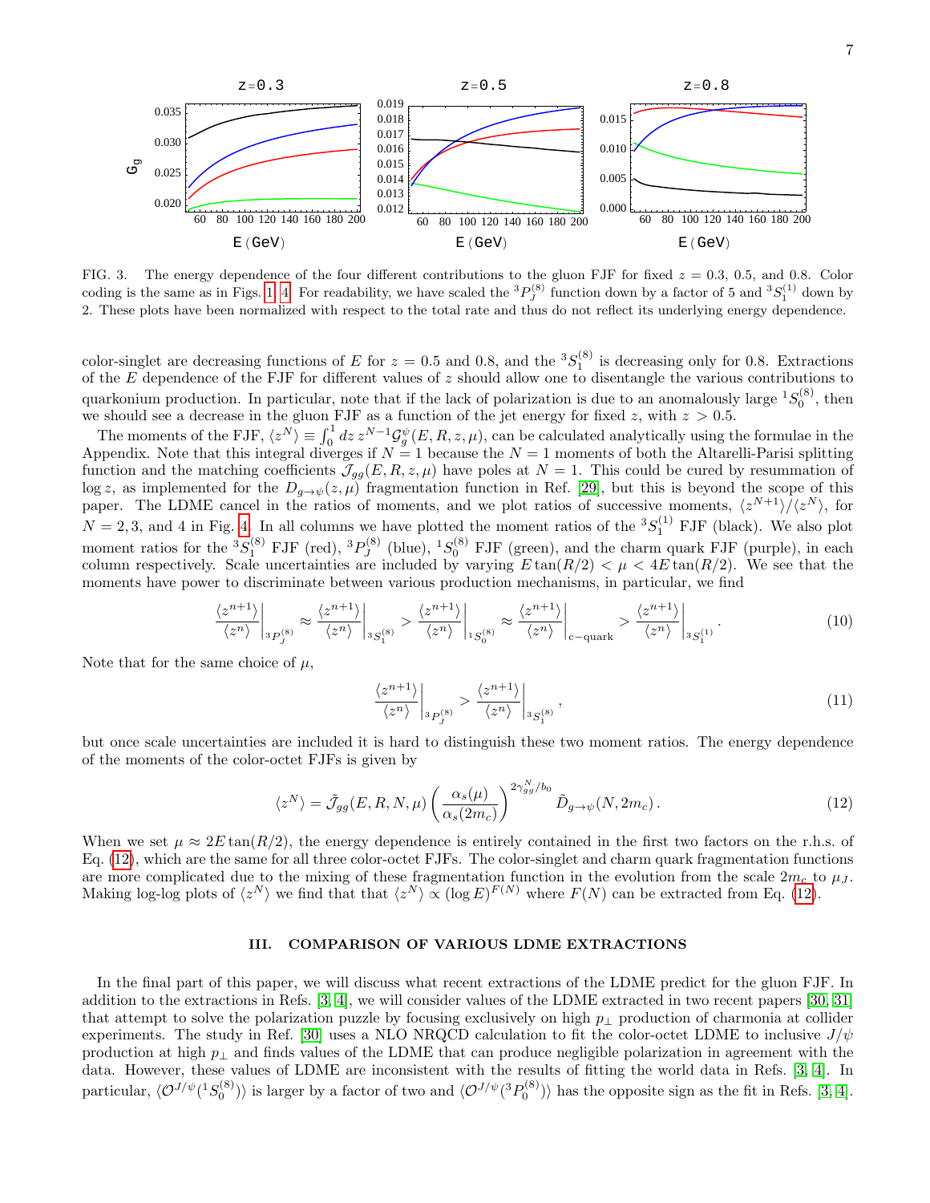FIG. 3. The energy dependence of the four different contributions to the gluon FJF for fixed $z = 0.3$, 0.5, and 0.8. Color coding is the same as in Figs. 1, 4. For readability, we have scaled the ${}^3P_J^{(8)}$ function down by a factor of 5 and ${}^3S_1^{(1)}$ down by 2. These plots have been normalized with respect to the total rate and thus do not reflect its underlying energy dependence.

color-singlet are decreasing functions of $E$ for $z = 0.5$ and 0.8, and the ${}^3S_1^{(8)}$ is decreasing only for 0.8. Extractions of the $E$ dependence of the FJF for different values of $z$ should allow one to disentangle the various contributions to quarkonium production. In particular, note that if the lack of polarization is due to an anomalously large ${}^1S_0^{(8)}$, then we should see a decrease in the gluon FJF as a function of the jet energy for fixed $z$, with $z > 0.5$.

The moments of the FJF, $\langle z^N \rangle \equiv \int_0^1 dz\, z^{N-1} \mathcal{G}_g^{\psi}(E, R, z, \mu)$, can be calculated analytically using the formulae in the Appendix. Note that this integral diverges if $N = 1$ because the $N = 1$ moments of both the Altarelli-Parisi splitting function and the matching coefficients $\mathcal{J}_{gg}(E, R, z, \mu)$ have poles at $N = 1$. This could be cured by resummation of $\log z$, as implemented for the $D_{g\to\psi}(z, \mu)$ fragmentation function in Ref. [29], but this is beyond the scope of this paper. The LDME cancel in the ratios of moments, and we plot ratios of successive moments, $\langle z^{N+1} \rangle / \langle z^N \rangle$, for $N = 2, 3$, and 4 in Fig. 4. In all columns we have plotted the moment ratios of the ${}^3S_1^{(1)}$ FJF (black). We also plot moment ratios for the ${}^3S_1^{(8)}$ FJF (red), ${}^3P_J^{(8)}$ (blue), ${}^1S_0^{(8)}$ FJF (green), and the charm quark FJF (purple), in each column respectively. Scale uncertainties are included by varying $E\tan(R/2) < \mu < 4E\tan(R/2)$. We see that the moments have power to discriminate between various production mechanisms, in particular, we find

$$\left.\frac{\langle z^{n+1}\rangle}{\langle z^n\rangle}\right|_{{}^3P_J^{(8)}} \approx \left.\frac{\langle z^{n+1}\rangle}{\langle z^n\rangle}\right|_{{}^3S_1^{(8)}} > \left.\frac{\langle z^{n+1}\rangle}{\langle z^n\rangle}\right|_{{}^1S_0^{(8)}} \approx \left.\frac{\langle z^{n+1}\rangle}{\langle z^n\rangle}\right|_{\text{c}-\text{quark}} > \left.\frac{\langle z^{n+1}\rangle}{\langle z^n\rangle}\right|_{{}^3S_1^{(1)}} . \tag{10}$$

Note that for the same choice of $\mu$,

$$\left.\frac{\langle z^{n+1}\rangle}{\langle z^n\rangle}\right|_{{}^3P_J^{(8)}} > \left.\frac{\langle z^{n+1}\rangle}{\langle z^n\rangle}\right|_{{}^3S_1^{(8)}} , \tag{11}$$

but once scale uncertainties are included it is hard to distinguish these two moment ratios. The energy dependence of the moments of the color-octet FJFs is given by

$$\langle z^N \rangle = \tilde{\mathcal{J}}_{gg}(E, R, N, \mu) \left(\frac{\alpha_s(\mu)}{\alpha_s(2m_c)}\right)^{2\gamma_{gg}^N/b_0} \tilde{D}_{g\to\psi}(N, 2m_c) . \tag{12}$$

When we set $\mu \approx 2E\tan(R/2)$, the energy dependence is entirely contained in the first two factors on the r.h.s. of Eq. (12), which are the same for all three color-octet FJFs. The color-singlet and charm quark fragmentation functions are more complicated due to the mixing of these fragmentation function in the evolution from the scale $2m_c$ to $\mu_J$. Making log-log plots of $\langle z^N \rangle$ we find that that $\langle z^N \rangle \propto (\log E)^{F(N)}$ where $F(N)$ can be extracted from Eq. (12).

## III. COMPARISON OF VARIOUS LDME EXTRACTIONS

In the final part of this paper, we will discuss what recent extractions of the LDME predict for the gluon FJF. In addition to the extractions in Refs. [3, 4], we will consider values of the LDME extracted in two recent papers [30, 31] that attempt to solve the polarization puzzle by focusing exclusively on high $p_\perp$ production of charmonia at collider experiments. The study in Ref. [30] uses a NLO NRQCD calculation to fit the color-octet LDME to inclusive $J/\psi$ production at high $p_\perp$ and finds values of the LDME that can produce negligible polarization in agreement with the data. However, these values of LDME are inconsistent with the results of fitting the world data in Refs. [3, 4]. In particular, $\langle \mathcal{O}^{J/\psi}({}^1S_0^{(8)}) \rangle$ is larger by a factor of two and $\langle \mathcal{O}^{J/\psi}({}^3P_0^{(8)}) \rangle$ has the opposite sign as the fit in Refs. [3, 4].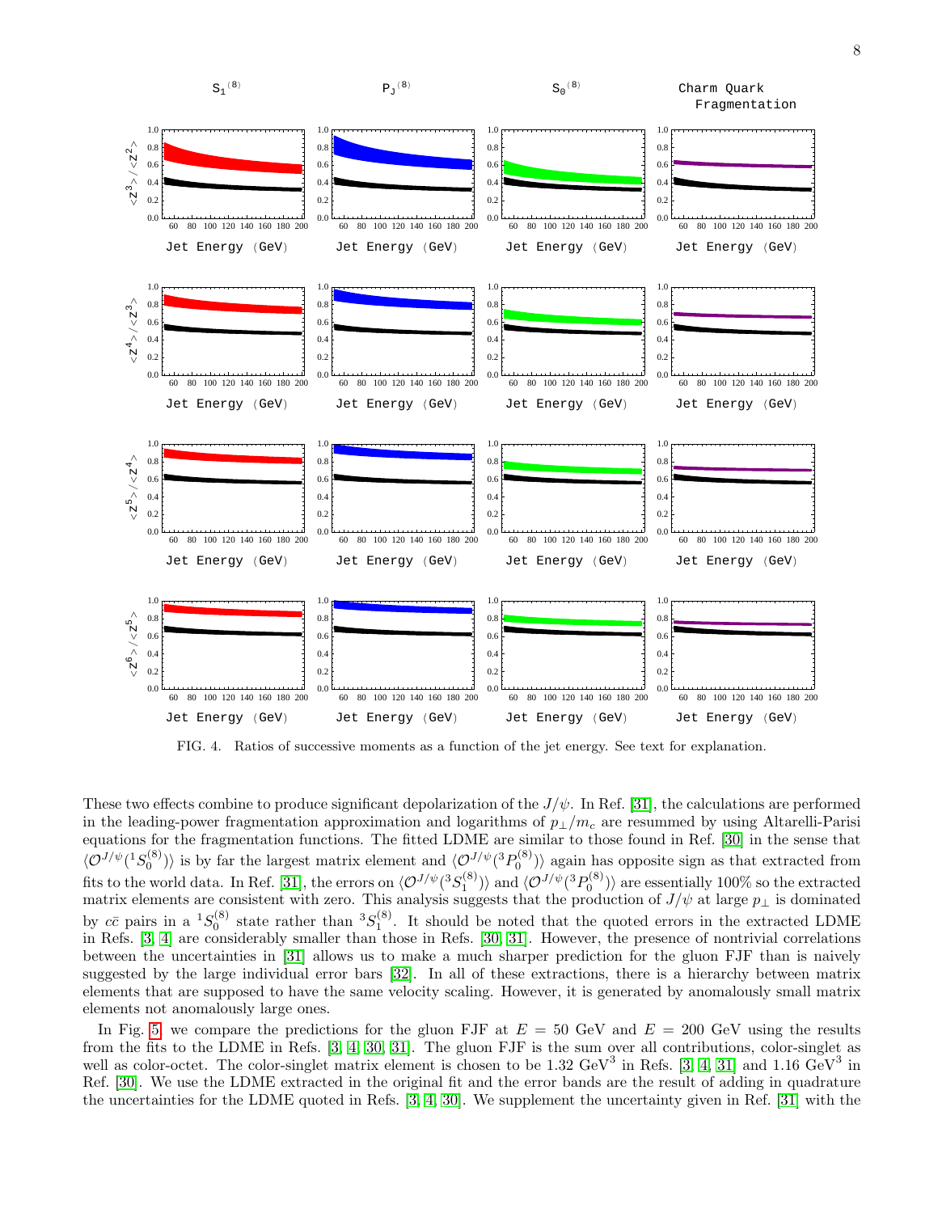FIG. 4. Ratios of successive moments as a function of the jet energy. See text for explanation.

These two effects combine to produce significant depolarization of the $J/\psi$. In Ref. [31], the calculations are performed in the leading-power fragmentation approximation and logarithms of $p_\perp/m_c$ are resummed by using Altarelli-Parisi equations for the fragmentation functions. The fitted LDME are similar to those found in Ref. [30] in the sense that $\langle \mathcal{O}^{J/\psi}(^1S_0^{(8)})\rangle$ is by far the largest matrix element and $\langle \mathcal{O}^{J/\psi}(^3P_0^{(8)})\rangle$ again has opposite sign as that extracted from fits to the world data. In Ref. [31], the errors on $\langle \mathcal{O}^{J/\psi}(^3S_1^{(8)})\rangle$ and $\langle \mathcal{O}^{J/\psi}(^3P_0^{(8)})\rangle$ are essentially 100% so the extracted matrix elements are consistent with zero. This analysis suggests that the production of $J/\psi$ at large $p_\perp$ is dominated by $c\bar{c}$ pairs in a $^1S_0^{(8)}$ state rather than $^3S_1^{(8)}$. It should be noted that the quoted errors in the extracted LDME in Refs. [3, 4] are considerably smaller than those in Refs. [30, 31]. However, the presence of nontrivial correlations between the uncertainties in [31] allows us to make a much sharper prediction for the gluon FJF than is naively suggested by the large individual error bars [32]. In all of these extractions, there is a hierarchy between matrix elements that are supposed to have the same velocity scaling. However, it is generated by anomalously small matrix elements not anomalously large ones.

In Fig. 5 we compare the predictions for the gluon FJF at $E = 50$ GeV and $E = 200$ GeV using the results from the fits to the LDME in Refs. [3, 4, 30, 31]. The gluon FJF is the sum over all contributions, color-singlet as well as color-octet. The color-singlet matrix element is chosen to be 1.32 GeV$^3$ in Refs. [3, 4, 31] and 1.16 GeV$^3$ in Ref. [30]. We use the LDME extracted in the original fit and the error bands are the result of adding in quadrature the uncertainties for the LDME quoted in Refs. [3, 4, 30]. We supplement the uncertainty given in Ref. [31] with the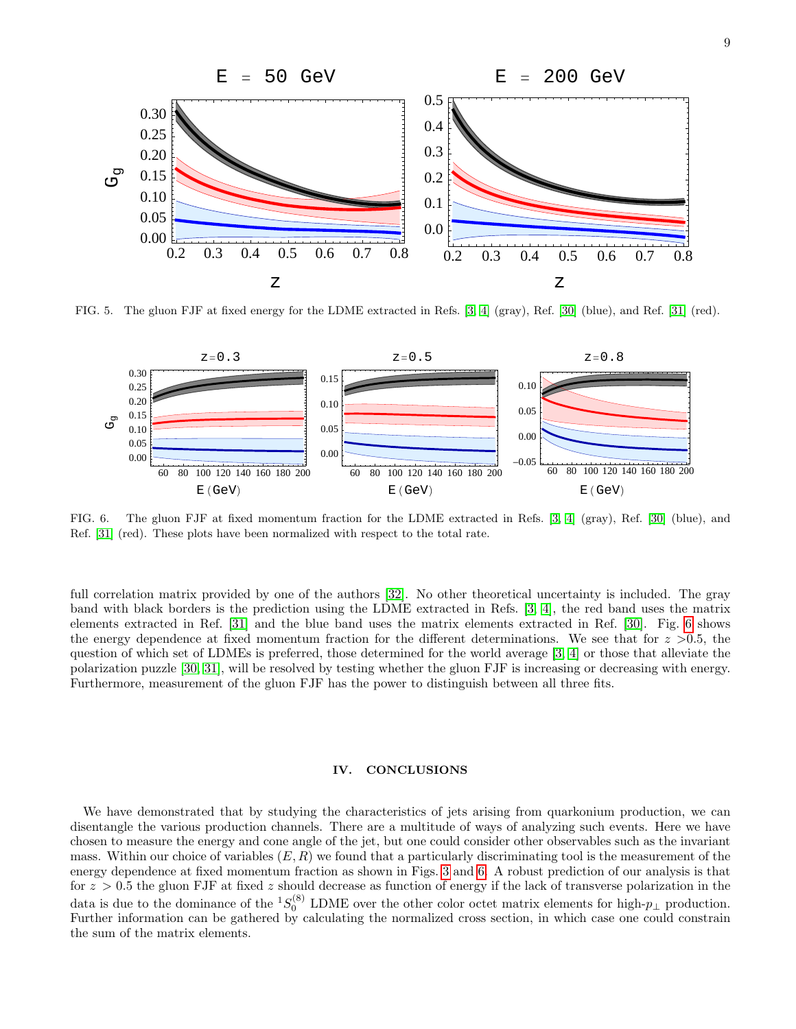FIG. 5. The gluon FJF at fixed energy for the LDME extracted in Refs. [3, 4] (gray), Ref. [30] (blue), and Ref. [31] (red).

FIG. 6. The gluon FJF at fixed momentum fraction for the LDME extracted in Refs. [3, 4] (gray), Ref. [30] (blue), and Ref. [31] (red). These plots have been normalized with respect to the total rate.

full correlation matrix provided by one of the authors [32]. No other theoretical uncertainty is included. The gray band with black borders is the prediction using the LDME extracted in Refs. [3, 4], the red band uses the matrix elements extracted in Ref. [31] and the blue band uses the matrix elements extracted in Ref. [30]. Fig. 6 shows the energy dependence at fixed momentum fraction for the different determinations. We see that for $z > 0.5$, the question of which set of LDMEs is preferred, those determined for the world average [3, 4] or those that alleviate the polarization puzzle [30, 31], will be resolved by testing whether the gluon FJF is increasing or decreasing with energy. Furthermore, measurement of the gluon FJF has the power to distinguish between all three fits.

## IV. CONCLUSIONS

We have demonstrated that by studying the characteristics of jets arising from quarkonium production, we can disentangle the various production channels. There are a multitude of ways of analyzing such events. Here we have chosen to measure the energy and cone angle of the jet, but one could consider other observables such as the invariant mass. Within our choice of variables $(E, R)$ we found that a particularly discriminating tool is the measurement of the energy dependence at fixed momentum fraction as shown in Figs. 3 and 6. A robust prediction of our analysis is that for $z > 0.5$ the gluon FJF at fixed $z$ should decrease as function of energy if the lack of transverse polarization in the data is due to the dominance of the ${}^1S_0^{(8)}$ LDME over the other color octet matrix elements for high-$p_\perp$ production. Further information can be gathered by calculating the normalized cross section, in which case one could constrain the sum of the matrix elements.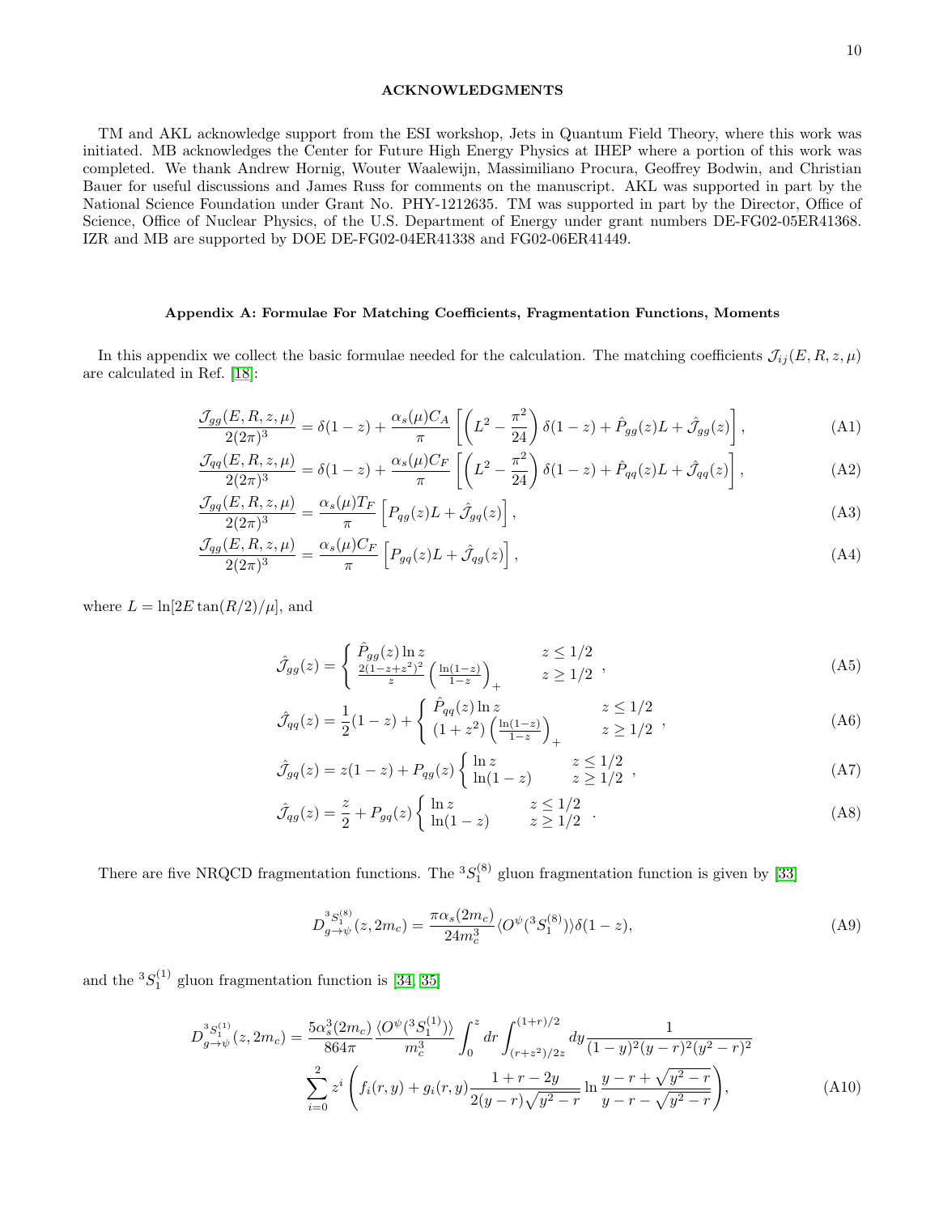### ACKNOWLEDGMENTS

TM and AKL acknowledge support from the ESI workshop, Jets in Quantum Field Theory, where this work was initiated. MB acknowledges the Center for Future High Energy Physics at IHEP where a portion of this work was completed. We thank Andrew Hornig, Wouter Waalewijn, Massimiliano Procura, Geoffrey Bodwin, and Christian Bauer for useful discussions and James Russ for comments on the manuscript. AKL was supported in part by the National Science Foundation under Grant No. PHY-1212635. TM was supported in part by the Director, Office of Science, Office of Nuclear Physics, of the U.S. Department of Energy under grant numbers DE-FG02-05ER41368. IZR and MB are supported by DOE DE-FG02-04ER41338 and FG02-06ER41449.

### Appendix A: Formulae For Matching Coefficients, Fragmentation Functions, Moments

In this appendix we collect the basic formulae needed for the calculation. The matching coefficients $\mathcal{J}_{ij}(E,R,z,\mu)$ are calculated in Ref. [18]:

$$\frac{\mathcal{J}_{gg}(E,R,z,\mu)}{2(2\pi)^3} = \delta(1-z) + \frac{\alpha_s(\mu)C_A}{\pi}\left[\left(L^2 - \frac{\pi^2}{24}\right)\delta(1-z) + \hat{P}_{gg}(z)L + \hat{\mathcal{J}}_{gg}(z)\right], \tag{A1}$$

$$\frac{\mathcal{J}_{qq}(E,R,z,\mu)}{2(2\pi)^3} = \delta(1-z) + \frac{\alpha_s(\mu)C_F}{\pi}\left[\left(L^2 - \frac{\pi^2}{24}\right)\delta(1-z) + \hat{P}_{qq}(z)L + \hat{\mathcal{J}}_{qq}(z)\right], \tag{A2}$$

$$\frac{\mathcal{J}_{gq}(E,R,z,\mu)}{2(2\pi)^3} = \frac{\alpha_s(\mu)T_F}{\pi}\left[P_{qg}(z)L + \hat{\mathcal{J}}_{gq}(z)\right], \tag{A3}$$

$$\frac{\mathcal{J}_{qg}(E,R,z,\mu)}{2(2\pi)^3} = \frac{\alpha_s(\mu)C_F}{\pi}\left[P_{gq}(z)L + \hat{\mathcal{J}}_{qg}(z)\right], \tag{A4}$$

where $L = \ln[2E\tan(R/2)/\mu]$, and

$$\hat{\mathcal{J}}_{gg}(z) = \begin{cases} \hat{P}_{gg}(z)\ln z & z \le 1/2 \\ \frac{2(1-z+z^2)^2}{z}\left(\frac{\ln(1-z)}{1-z}\right)_+ & z \ge 1/2 \end{cases}, \tag{A5}$$

$$\hat{\mathcal{J}}_{qq}(z) = \frac{1}{2}(1-z) + \begin{cases} \hat{P}_{qq}(z)\ln z & z \le 1/2 \\ (1+z^2)\left(\frac{\ln(1-z)}{1-z}\right)_+ & z \ge 1/2 \end{cases}, \tag{A6}$$

$$\hat{\mathcal{J}}_{gq}(z) = z(1-z) + P_{qg}(z)\begin{cases} \ln z & z \le 1/2 \\ \ln(1-z) & z \ge 1/2 \end{cases}, \tag{A7}$$

$$\hat{\mathcal{J}}_{qg}(z) = \frac{z}{2} + P_{gq}(z)\begin{cases} \ln z & z \le 1/2 \\ \ln(1-z) & z \ge 1/2 \end{cases}. \tag{A8}$$

There are five NRQCD fragmentation functions. The ${}^3S_1^{(8)}$ gluon fragmentation function is given by [33]

$$D_{g\to\psi}^{{}^3S_1^{(8)}}(z, 2m_c) = \frac{\pi\alpha_s(2m_c)}{24m_c^3}\langle O^\psi({}^3S_1^{(8)})\rangle\delta(1-z), \tag{A9}$$

and the ${}^3S_1^{(1)}$ gluon fragmentation function is [34, 35]

$$\begin{aligned} D_{g\to\psi}^{{}^3S_1^{(1)}}(z, 2m_c) = \frac{5\alpha_s^3(2m_c)}{864\pi}\frac{\langle O^\psi({}^3S_1^{(1)})\rangle}{m_c^3}\int_0^z dr \int_{(r+z^2)/2z}^{(1+r)/2} dy \frac{1}{(1-y)^2(y-r)^2(y^2-r)^2} \\ \sum_{i=0}^{2} z^i\left(f_i(r,y) + g_i(r,y)\frac{1+r-2y}{2(y-r)\sqrt{y^2-r}}\ln\frac{y-r+\sqrt{y^2-r}}{y-r-\sqrt{y^2-r}}\right), \end{aligned} \tag{A10}$$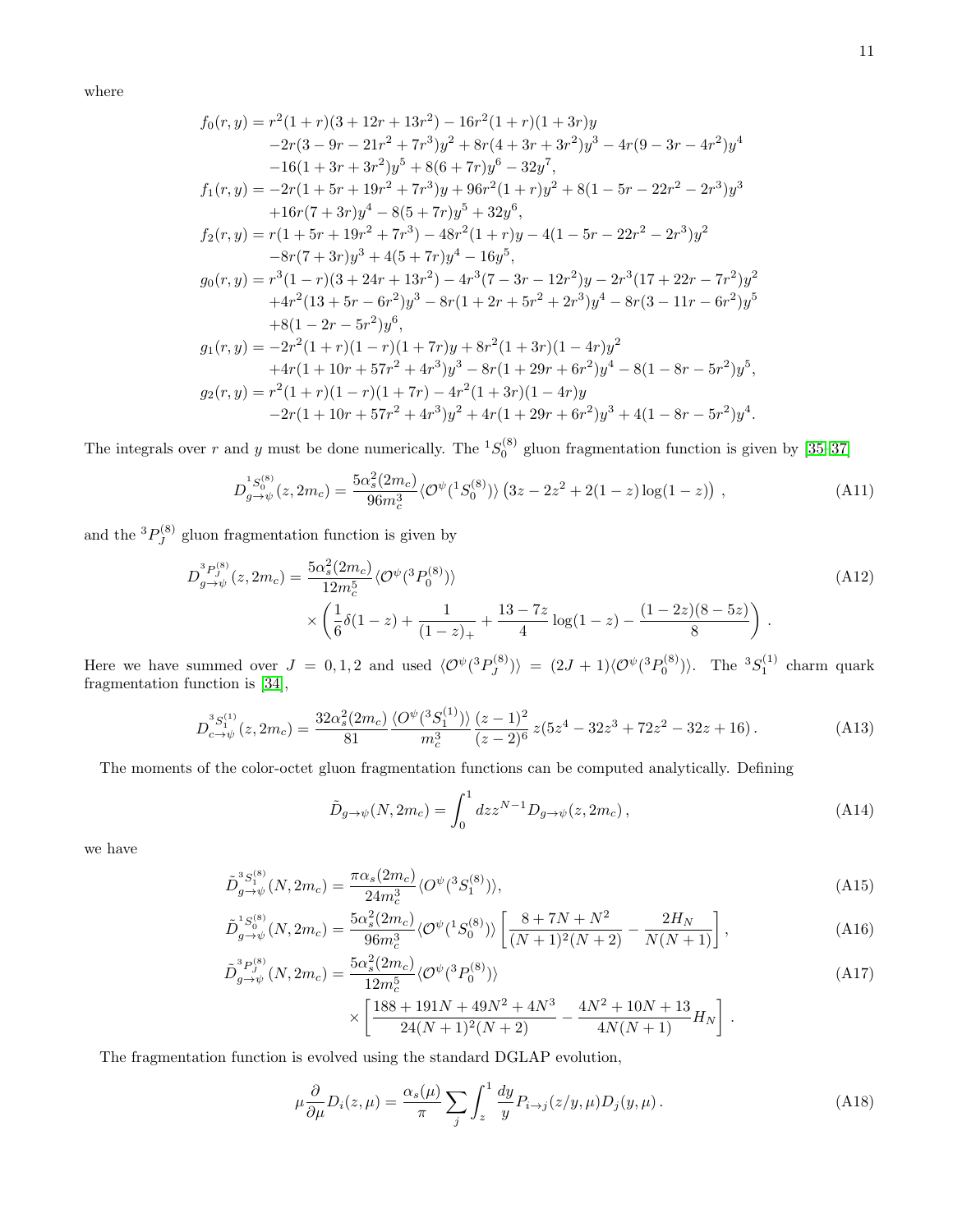where

$$
\begin{aligned}
f_0(r,y) &= r^2(1+r)(3+12r+13r^2) - 16r^2(1+r)(1+3r)y \\
&\quad -2r(3-9r-21r^2+7r^3)y^2 + 8r(4+3r+3r^2)y^3 - 4r(9-3r-4r^2)y^4 \\
&\quad -16(1+3r+3r^2)y^5 + 8(6+7r)y^6 - 32y^7, \\
f_1(r,y) &= -2r(1+5r+19r^2+7r^3)y + 96r^2(1+r)y^2 + 8(1-5r-22r^2-2r^3)y^3 \\
&\quad +16r(7+3r)y^4 - 8(5+7r)y^5 + 32y^6, \\
f_2(r,y) &= r(1+5r+19r^2+7r^3) - 48r^2(1+r)y - 4(1-5r-22r^2-2r^3)y^2 \\
&\quad -8r(7+3r)y^3 + 4(5+7r)y^4 - 16y^5, \\
g_0(r,y) &= r^3(1-r)(3+24r+13r^2) - 4r^3(7-3r-12r^2)y - 2r^3(17+22r-7r^2)y^2 \\
&\quad +4r^2(13+5r-6r^2)y^3 - 8r(1+2r+5r^2+2r^3)y^4 - 8r(3-11r-6r^2)y^5 \\
&\quad +8(1-2r-5r^2)y^6, \\
g_1(r,y) &= -2r^2(1+r)(1-r)(1+7r)y + 8r^2(1+3r)(1-4r)y^2 \\
&\quad +4r(1+10r+57r^2+4r^3)y^3 - 8r(1+29r+6r^2)y^4 - 8(1-8r-5r^2)y^5, \\
g_2(r,y) &= r^2(1+r)(1-r)(1+7r) - 4r^2(1+3r)(1-4r)y \\
&\quad -2r(1+10r+57r^2+4r^3)y^2 + 4r(1+29r+6r^2)y^3 + 4(1-8r-5r^2)y^4.
\end{aligned}
$$

The integrals over $r$ and $y$ must be done numerically. The ${}^1S_0^{(8)}$ gluon fragmentation function is given by [35–37]

$$
D_{g\to\psi}^{{}^1S_0^{(8)}}(z, 2m_c) = \frac{5\alpha_s^2(2m_c)}{96m_c^3}\langle\mathcal{O}^\psi({}^1S_0^{(8)})\rangle\left(3z - 2z^2 + 2(1-z)\log(1-z)\right)\,, \tag{A11}
$$

and the ${}^3P_J^{(8)}$ gluon fragmentation function is given by

$$
\begin{aligned}
D_{g\to\psi}^{{}^3P_J^{(8)}}(z, 2m_c) &= \frac{5\alpha_s^2(2m_c)}{12m_c^5}\langle\mathcal{O}^\psi({}^3P_0^{(8)})\rangle \\
&\quad\times\left(\frac{1}{6}\delta(1-z) + \frac{1}{(1-z)_+} + \frac{13-7z}{4}\log(1-z) - \frac{(1-2z)(8-5z)}{8}\right)\,.
\end{aligned} \tag{A12}
$$

Here we have summed over $J = 0, 1, 2$ and used $\langle\mathcal{O}^\psi({}^3P_J^{(8)})\rangle = (2J+1)\langle\mathcal{O}^\psi({}^3P_0^{(8)})\rangle$. The ${}^3S_1^{(1)}$ charm quark fragmentation function is [34],

$$
D_{c\to\psi}^{{}^3S_1^{(1)}}(z, 2m_c) = \frac{32\alpha_s^2(2m_c)}{81}\frac{\langle O^\psi({}^3S_1^{(1)})\rangle}{m_c^3}\frac{(z-1)^2}{(z-2)^6}\,z(5z^4 - 32z^3 + 72z^2 - 32z + 16)\,. \tag{A13}
$$

The moments of the color-octet gluon fragmentation functions can be computed analytically. Defining

$$
\tilde{D}_{g\to\psi}(N, 2m_c) = \int_0^1 dz z^{N-1} D_{g\to\psi}(z, 2m_c)\,, \tag{A14}
$$

we have

$$
\tilde{D}_{g\to\psi}^{{}^3S_1^{(8)}}(N, 2m_c) = \frac{\pi\alpha_s(2m_c)}{24m_c^3}\langle O^\psi({}^3S_1^{(8)})\rangle, \tag{A15}
$$

$$
\tilde{D}_{g\to\psi}^{{}^1S_0^{(8)}}(N, 2m_c) = \frac{5\alpha_s^2(2m_c)}{96m_c^3}\langle\mathcal{O}^\psi({}^1S_0^{(8)})\rangle\left[\frac{8+7N+N^2}{(N+1)^2(N+2)} - \frac{2H_N}{N(N+1)}\right], \tag{A16}
$$

$$
\begin{aligned}
\tilde{D}_{g\to\psi}^{{}^3P_J^{(8)}}(N, 2m_c) &= \frac{5\alpha_s^2(2m_c)}{12m_c^5}\langle\mathcal{O}^\psi({}^3P_0^{(8)})\rangle \\
&\quad\times\left[\frac{188+191N+49N^2+4N^3}{24(N+1)^2(N+2)} - \frac{4N^2+10N+13}{4N(N+1)}H_N\right]\,.
\end{aligned} \tag{A17}
$$

The fragmentation function is evolved using the standard DGLAP evolution,

$$
\mu\frac{\partial}{\partial\mu}D_i(z,\mu) = \frac{\alpha_s(\mu)}{\pi}\sum_j\int_z^1\frac{dy}{y}P_{i\to j}(z/y,\mu)D_j(y,\mu)\,. \tag{A18}
$$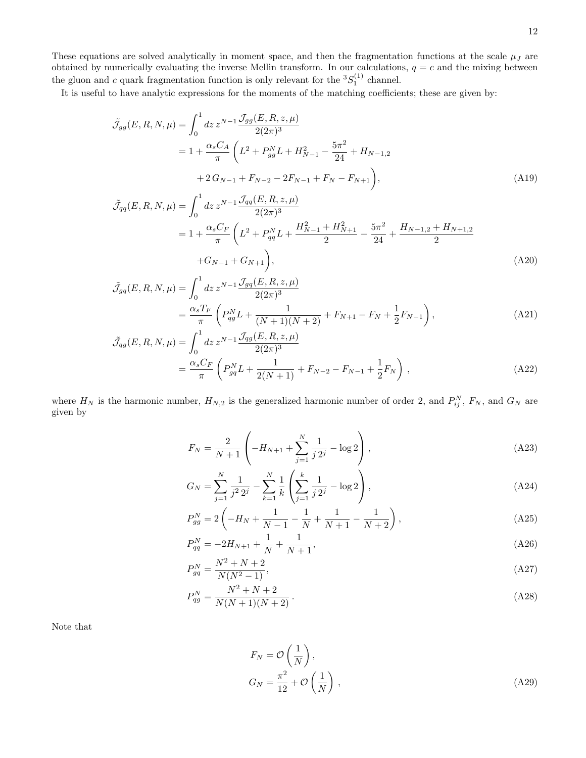These equations are solved analytically in moment space, and then the fragmentation functions at the scale $\mu_J$ are obtained by numerically evaluating the inverse Mellin transform. In our calculations, $q = c$ and the mixing between the gluon and $c$ quark fragmentation function is only relevant for the ${}^3S_1^{(1)}$ channel.

It is useful to have analytic expressions for the moments of the matching coefficients; these are given by:

$$
\begin{aligned}
\tilde{\mathcal{J}}_{gg}(E,R,N,\mu) &= \int_0^1 dz\, z^{N-1} \frac{\mathcal{J}_{gg}(E,R,z,\mu)}{2(2\pi)^3} \\
&= 1 + \frac{\alpha_s C_A}{\pi}\bigg(L^2 + P_{gg}^N L + H_{N-1}^2 - \frac{5\pi^2}{24} + H_{N-1,2} \\
&\qquad + 2\,G_{N-1} + F_{N-2} - 2F_{N-1} + F_N - F_{N+1}\bigg),
\end{aligned}
\tag{A19}
$$

$$
\begin{aligned}
\tilde{\mathcal{J}}_{qq}(E,R,N,\mu) &= \int_0^1 dz\, z^{N-1} \frac{\mathcal{J}_{qq}(E,R,z,\mu)}{2(2\pi)^3} \\
&= 1 + \frac{\alpha_s C_F}{\pi}\bigg(L^2 + P_{qq}^N L + \frac{H_{N-1}^2 + H_{N+1}^2}{2} - \frac{5\pi^2}{24} + \frac{H_{N-1,2} + H_{N+1,2}}{2} \\
&\qquad + G_{N-1} + G_{N+1}\bigg),
\end{aligned}
\tag{A20}
$$

$$
\begin{aligned}
\tilde{\mathcal{J}}_{gq}(E,R,N,\mu) &= \int_0^1 dz\, z^{N-1} \frac{\mathcal{J}_{gq}(E,R,z,\mu)}{2(2\pi)^3} \\
&= \frac{\alpha_s T_F}{\pi}\left(P_{qg}^N L + \frac{1}{(N+1)(N+2)} + F_{N+1} - F_N + \frac{1}{2}F_{N-1}\right),
\end{aligned}
\tag{A21}
$$

$$
\begin{aligned}
\tilde{\mathcal{J}}_{qg}(E,R,N,\mu) &= \int_0^1 dz\, z^{N-1} \frac{\mathcal{J}_{qg}(E,R,z,\mu)}{2(2\pi)^3} \\
&= \frac{\alpha_s C_F}{\pi}\left(P_{gq}^N L + \frac{1}{2(N+1)} + F_{N-2} - F_{N-1} + \frac{1}{2}F_N\right),
\end{aligned}
\tag{A22}
$$

where $H_N$ is the harmonic number, $H_{N,2}$ is the generalized harmonic number of order 2, and $P_{ij}^N$, $F_N$, and $G_N$ are given by

$$
F_N = \frac{2}{N+1}\left(-H_{N+1} + \sum_{j=1}^{N} \frac{1}{j\,2^j} - \log 2\right),
\tag{A23}
$$

$$
G_N = \sum_{j=1}^{N} \frac{1}{j^2\,2^j} - \sum_{k=1}^{N} \frac{1}{k}\left(\sum_{j=1}^{k} \frac{1}{j\,2^j} - \log 2\right),
\tag{A24}
$$

$$
P_{gg}^N = 2\left(-H_N + \frac{1}{N-1} - \frac{1}{N} + \frac{1}{N+1} - \frac{1}{N+2}\right),
\tag{A25}
$$

$$
P_{qq}^N = -2H_{N+1} + \frac{1}{N} + \frac{1}{N+1},
\tag{A26}
$$

$$
P_{gq}^N = \frac{N^2+N+2}{N(N^2-1)},
\tag{A27}
$$

$$
P_{qg}^N = \frac{N^2+N+2}{N(N+1)(N+2)}.
\tag{A28}
$$

Note that

$$
\begin{aligned}
F_N &= \mathcal{O}\left(\frac{1}{N}\right), \\
G_N &= \frac{\pi^2}{12} + \mathcal{O}\left(\frac{1}{N}\right),
\end{aligned}
\tag{A29}
$$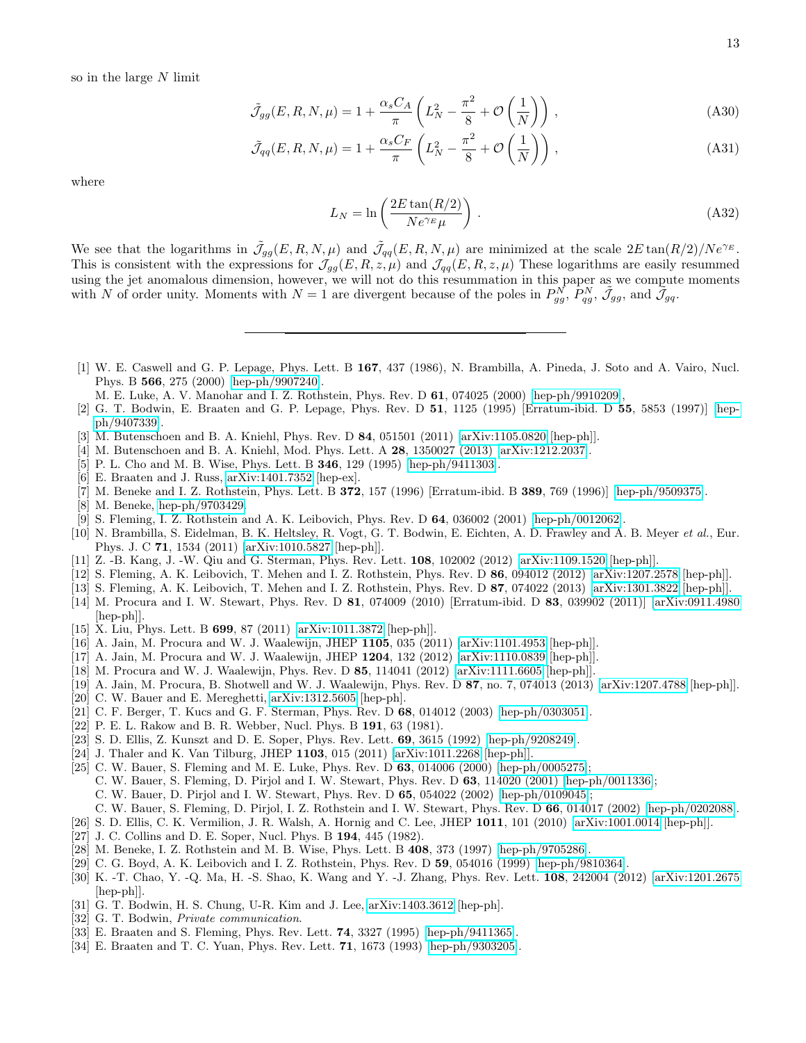so in the large $N$ limit

$$\tilde{\mathcal{J}}_{gg}(E,R,N,\mu) = 1 + \frac{\alpha_s C_A}{\pi}\left(L_N^2 - \frac{\pi^2}{8} + \mathcal{O}\left(\frac{1}{N}\right)\right), \tag{A30}$$

$$\tilde{\mathcal{J}}_{qq}(E,R,N,\mu) = 1 + \frac{\alpha_s C_F}{\pi}\left(L_N^2 - \frac{\pi^2}{8} + \mathcal{O}\left(\frac{1}{N}\right)\right), \tag{A31}$$

where

$$L_N = \ln\left(\frac{2E\tan(R/2)}{Ne^{\gamma_E}\mu}\right). \tag{A32}$$

We see that the logarithms in $\tilde{\mathcal{J}}_{gg}(E,R,N,\mu)$ and $\tilde{\mathcal{J}}_{qq}(E,R,N,\mu)$ are minimized at the scale $2E\tan(R/2)/Ne^{\gamma_E}$. This is consistent with the expressions for $\mathcal{J}_{gg}(E,R,z,\mu)$ and $\mathcal{J}_{qq}(E,R,z,\mu)$ These logarithms are easily resummed using the jet anomalous dimension, however, we will not do this resummation in this paper as we compute moments with $N$ of order unity. Moments with $N=1$ are divergent because of the poles in $P_{gg}^N$, $P_{qg}^N$, $\tilde{\mathcal{J}}_{gg}$, and $\tilde{\mathcal{J}}_{gq}$.

---

[1] W. E. Caswell and G. P. Lepage, Phys. Lett. B **167**, 437 (1986), N. Brambilla, A. Pineda, J. Soto and A. Vairo, Nucl. Phys. B **566**, 275 (2000) [hep-ph/9907240].
M. E. Luke, A. V. Manohar and I. Z. Rothstein, Phys. Rev. D **61**, 074025 (2000) [hep-ph/9910209],

[2] G. T. Bodwin, E. Braaten and G. P. Lepage, Phys. Rev. D **51**, 1125 (1995) [Erratum-ibid. D **55**, 5853 (1997)] [hep-ph/9407339].

[3] M. Butenschoen and B. A. Kniehl, Phys. Rev. D **84**, 051501 (2011) [arXiv:1105.0820 [hep-ph]].

[4] M. Butenschoen and B. A. Kniehl, Mod. Phys. Lett. A **28**, 1350027 (2013) [arXiv:1212.2037].

[5] P. L. Cho and M. B. Wise, Phys. Lett. B **346**, 129 (1995) [hep-ph/9411303].

[6] E. Braaten and J. Russ, arXiv:1401.7352 [hep-ex].

[7] M. Beneke and I. Z. Rothstein, Phys. Lett. B **372**, 157 (1996) [Erratum-ibid. B **389**, 769 (1996)] [hep-ph/9509375].

[8] M. Beneke, hep-ph/9703429.

[9] S. Fleming, I. Z. Rothstein and A. K. Leibovich, Phys. Rev. D **64**, 036002 (2001) [hep-ph/0012062].

[10] N. Brambilla, S. Eidelman, B. K. Heltsley, R. Vogt, G. T. Bodwin, E. Eichten, A. D. Frawley and A. B. Meyer *et al.*, Eur. Phys. J. C **71**, 1534 (2011) [arXiv:1010.5827 [hep-ph]].

[11] Z. -B. Kang, J. -W. Qiu and G. Sterman, Phys. Rev. Lett. **108**, 102002 (2012) [arXiv:1109.1520 [hep-ph]].

[12] S. Fleming, A. K. Leibovich, T. Mehen and I. Z. Rothstein, Phys. Rev. D **86**, 094012 (2012) [arXiv:1207.2578 [hep-ph]].

[13] S. Fleming, A. K. Leibovich, T. Mehen and I. Z. Rothstein, Phys. Rev. D **87**, 074022 (2013) [arXiv:1301.3822 [hep-ph]].

[14] M. Procura and I. W. Stewart, Phys. Rev. D **81**, 074009 (2010) [Erratum-ibid. D **83**, 039902 (2011)] [arXiv:0911.4980 [hep-ph]].

[15] X. Liu, Phys. Lett. B **699**, 87 (2011) [arXiv:1011.3872 [hep-ph]].

[16] A. Jain, M. Procura and W. J. Waalewijn, JHEP **1105**, 035 (2011) [arXiv:1101.4953 [hep-ph]].

[17] A. Jain, M. Procura and W. J. Waalewijn, JHEP **1204**, 132 (2012) [arXiv:1110.0839 [hep-ph]].

[18] M. Procura and W. J. Waalewijn, Phys. Rev. D **85**, 114041 (2012) [arXiv:1111.6605 [hep-ph]].

[19] A. Jain, M. Procura, B. Shotwell and W. J. Waalewijn, Phys. Rev. D **87**, no. 7, 074013 (2013) [arXiv:1207.4788 [hep-ph]].

[20] C. W. Bauer and E. Mereghetti, arXiv:1312.5605 [hep-ph].

[21] C. F. Berger, T. Kucs and G. F. Sterman, Phys. Rev. D **68**, 014012 (2003) [hep-ph/0303051].

[22] P. E. L. Rakow and B. R. Webber, Nucl. Phys. B **191**, 63 (1981).

[23] S. D. Ellis, Z. Kunszt and D. E. Soper, Phys. Rev. Lett. **69**, 3615 (1992) [hep-ph/9208249].

[24] J. Thaler and K. Van Tilburg, JHEP **1103**, 015 (2011) [arXiv:1011.2268 [hep-ph]].

[25] C. W. Bauer, S. Fleming and M. E. Luke, Phys. Rev. D **63**, 014006 (2000) [hep-ph/0005275];
C. W. Bauer, S. Fleming, D. Pirjol and I. W. Stewart, Phys. Rev. D **63**, 114020 (2001) [hep-ph/0011336];
C. W. Bauer, D. Pirjol and I. W. Stewart, Phys. Rev. D **65**, 054022 (2002) [hep-ph/0109045];
C. W. Bauer, S. Fleming, D. Pirjol, I. Z. Rothstein and I. W. Stewart, Phys. Rev. D **66**, 014017 (2002) [hep-ph/0202088].

[26] S. D. Ellis, C. K. Vermilion, J. R. Walsh, A. Hornig and C. Lee, JHEP **1011**, 101 (2010) [arXiv:1001.0014 [hep-ph]].

[27] J. C. Collins and D. E. Soper, Nucl. Phys. B **194**, 445 (1982).

[28] M. Beneke, I. Z. Rothstein and M. B. Wise, Phys. Lett. B **408**, 373 (1997) [hep-ph/9705286].

[29] C. G. Boyd, A. K. Leibovich and I. Z. Rothstein, Phys. Rev. D **59**, 054016 (1999) [hep-ph/9810364].

[30] K. -T. Chao, Y. -Q. Ma, H. -S. Shao, K. Wang and Y. -J. Zhang, Phys. Rev. Lett. **108**, 242004 (2012) [arXiv:1201.2675 [hep-ph]].

[31] G. T. Bodwin, H. S. Chung, U-R. Kim and J. Lee, arXiv:1403.3612 [hep-ph].

[32] G. T. Bodwin, *Private communication.*

[33] E. Braaten and S. Fleming, Phys. Rev. Lett. **74**, 3327 (1995) [hep-ph/9411365].

[34] E. Braaten and T. C. Yuan, Phys. Rev. Lett. **71**, 1673 (1993) [hep-ph/9303205].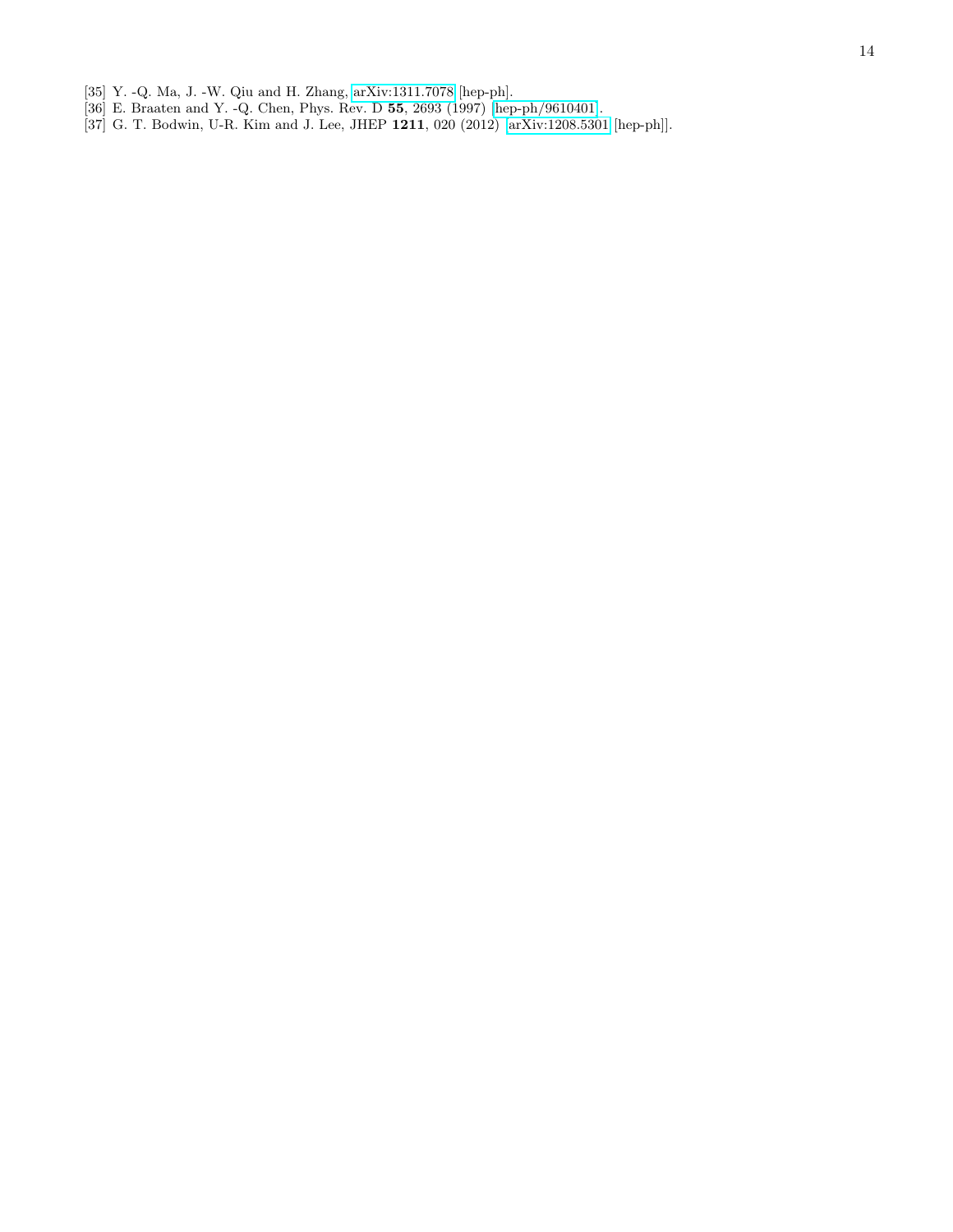[35] Y. -Q. Ma, J. -W. Qiu and H. Zhang, arXiv:1311.7078 [hep-ph].

[36] E. Braaten and Y. -Q. Chen, Phys. Rev. D **55**, 2693 (1997) [hep-ph/9610401].

[37] G. T. Bodwin, U-R. Kim and J. Lee, JHEP **1211**, 020 (2012) [arXiv:1208.5301 [hep-ph]].